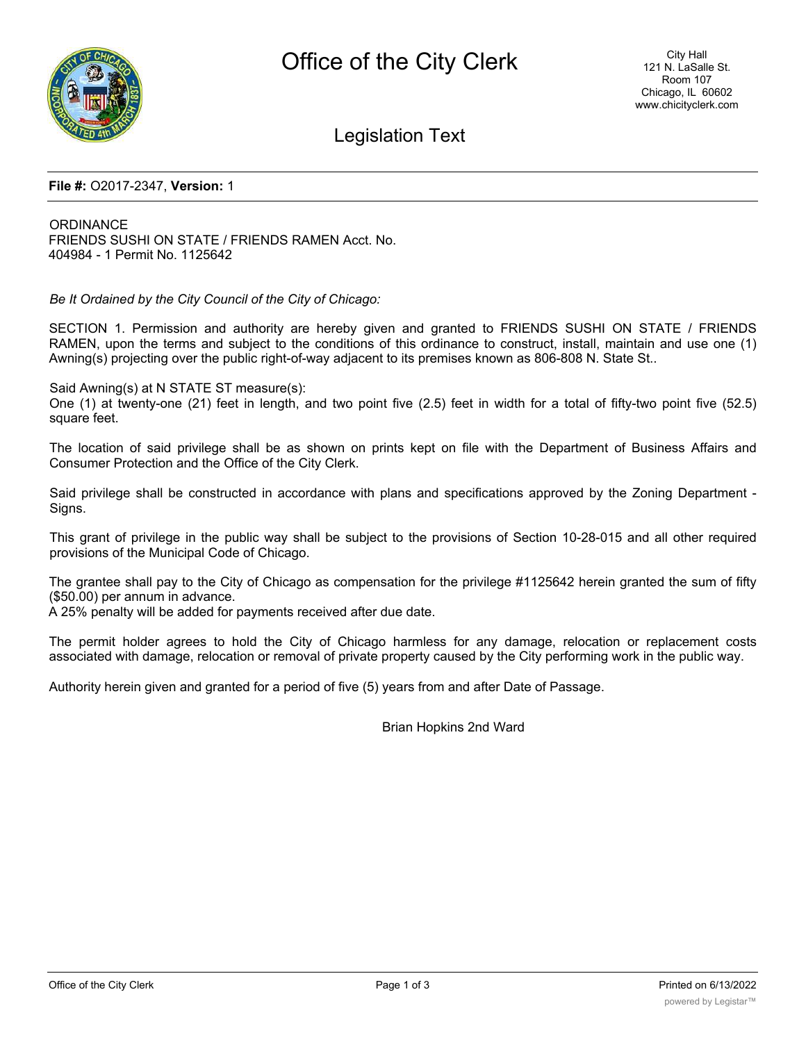# Office of the City Clerk

City Hall
121 N. LaSalle St.
Room 107
Chicago, IL 60602
www.chicityclerk.com

## Legislation Text

**File #:** O2017-2347, **Version:** 1

ORDINANCE
FRIENDS SUSHI ON STATE / FRIENDS RAMEN Acct. No. 404984 - 1 Permit No. 1125642

*Be It Ordained by the City Council of the City of Chicago:*

SECTION 1. Permission and authority are hereby given and granted to FRIENDS SUSHI ON STATE / FRIENDS RAMEN, upon the terms and subject to the conditions of this ordinance to construct, install, maintain and use one (1) Awning(s) projecting over the public right-of-way adjacent to its premises known as 806-808 N. State St..

Said Awning(s) at N STATE ST measure(s):
One (1) at twenty-one (21) feet in length, and two point five (2.5) feet in width for a total of fifty-two point five (52.5) square feet.

The location of said privilege shall be as shown on prints kept on file with the Department of Business Affairs and Consumer Protection and the Office of the City Clerk.

Said privilege shall be constructed in accordance with plans and specifications approved by the Zoning Department - Signs.

This grant of privilege in the public way shall be subject to the provisions of Section 10-28-015 and all other required provisions of the Municipal Code of Chicago.

The grantee shall pay to the City of Chicago as compensation for the privilege #1125642 herein granted the sum of fifty ($50.00) per annum in advance.
A 25% penalty will be added for payments received after due date.

The permit holder agrees to hold the City of Chicago harmless for any damage, relocation or replacement costs associated with damage, relocation or removal of private property caused by the City performing work in the public way.

Authority herein given and granted for a period of five (5) years from and after Date of Passage.

Brian Hopkins 2nd Ward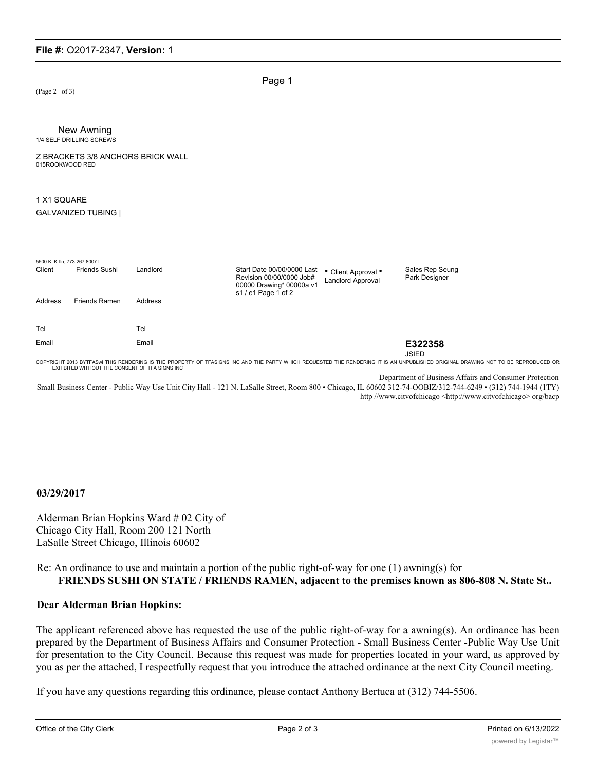Page 1

(Page 2 of 3)

New Awning

1/4 SELF DRILLING SCREWS

Z BRACKETS 3/8 ANCHORS BRICK WALL

015ROOKWOOD RED

1 X1 SQUARE

GALVANIZED TUBING |

5500 K. K-tln; 773-267 8007 I .

| Client | Friends Sushi | Landlord | | Start Date 00/00/0000 Last Revision 00/00/0000 Job# 00000 Drawing* 00000a v1 s1 / e1 Page 1 of 2 | • Client Approval • Landlord Approval | Sales Rep Seung Park Designer |
|---|---|---|---|---|---|---|
| Address | Friends Ramen | Address | | | | |
| Tel | | Tel | | | | |
| Email | | Email | | | | **E322358** JSIED |

COPYRIGHT 2013 BYTFASwi THIS RENDERING IS THE PROPERTY OF TFASIGNS INC AND THE PARTY WHICH REQUESTED THE RENDERING IT IS AN UNPUBLISHED ORIGINAL DRAWING NOT TO BE REPRODUCED OR EXHIBITED WITHOUT THE CONSENT OF TFA SIGNS INC

Department of Business Affairs and Consumer Protection

Small Business Center - Public Way Use Unit City Hall - 121 N. LaSalle Street, Room 800 • Chicago, IL 60602 312-74-OOBIZ/312-744-6249 • (312) 744-1944 (1TY)

http //www.citvofchicago <http://www.citvofchicago> org/bacp

**03/29/2017**

Alderman Brian Hopkins Ward # 02 City of Chicago City Hall, Room 200 121 North LaSalle Street Chicago, Illinois 60602

Re: An ordinance to use and maintain a portion of the public right-of-way for one (1) awning(s) for **FRIENDS SUSHI ON STATE / FRIENDS RAMEN, adjacent to the premises known as 806-808 N. State St..**

**Dear Alderman Brian Hopkins:**

The applicant referenced above has requested the use of the public right-of-way for a awning(s). An ordinance has been prepared by the Department of Business Affairs and Consumer Protection - Small Business Center -Public Way Use Unit for presentation to the City Council. Because this request was made for properties located in your ward, as approved by you as per the attached, I respectfully request that you introduce the attached ordinance at the next City Council meeting.

If you have any questions regarding this ordinance, please contact Anthony Bertuca at (312) 744-5506.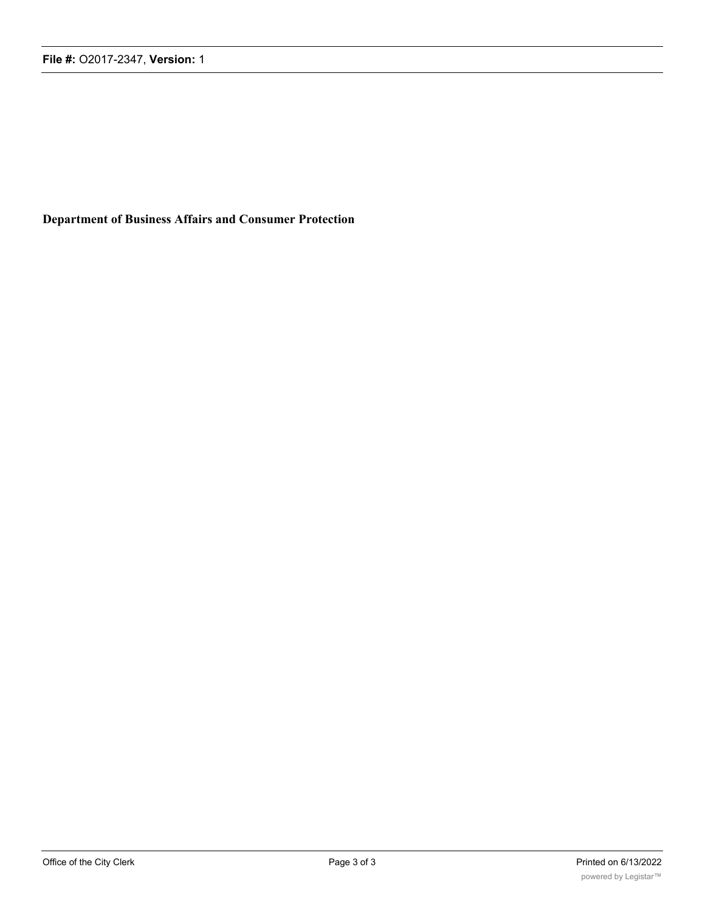**Department of Business Affairs and Consumer Protection**